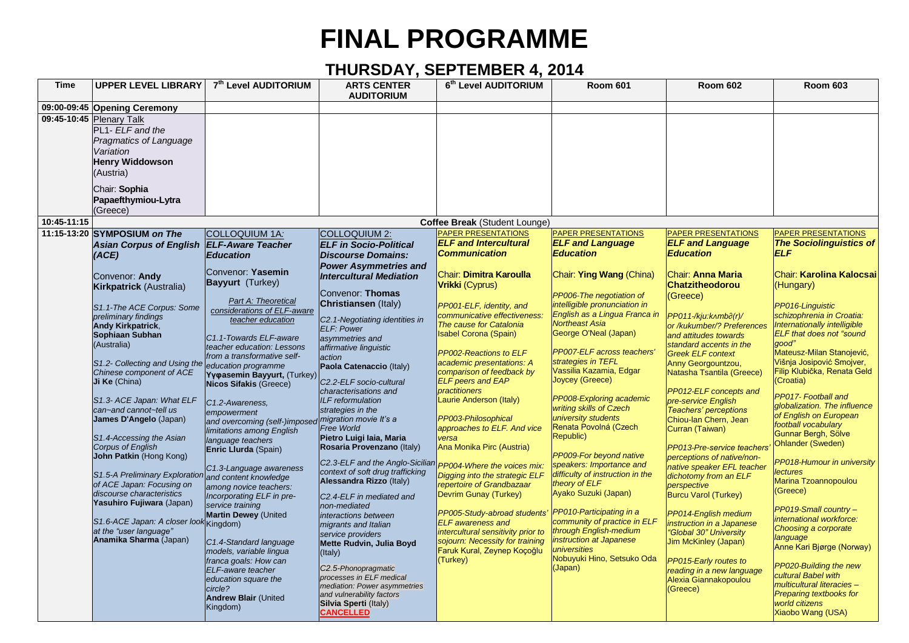# FINAL PROGRAMME

## THURSDAY, SEPTEMBER 4, 2014

| Time | UPPER LEVEL LIBRARY | 7th Level AUDITORIUM | ARTS CENTER AUDITORIUM | 6th Level AUDITORIUM | Room 601 | Room 602 | Room 603 |
|---|---|---|---|---|---|---|---|
| 09:00-09:45 | **Opening Ceremony** | | | | | | |
| 09:45-10:45 | Plenary Talk<br>PL1- *ELF and the Pragmatics of Language Variation*<br>**Henry Widdowson** (Austria)<br>Chair: **Sophia Papaefthymiou-Lytra** (Greece) | | | | | | |
| 10:45-11:15 | **Coffee Break** (Student Lounge) | | | | | | |
| 11:15-13:20 | **SYMPOSIUM *on The Asian Corpus of English (ACE)***<br>Convenor: **Andy Kirkpatrick** (Australia)<br>*S1.1-The ACE Corpus: Some preliminary findings*<br>**Andy Kirkpatrick**, **Sophiaan Subhan** (Australia)<br>*S1.2- Collecting and Using the Chinese component of ACE*<br>**Ji Ke** (China)<br>*S1.3- ACE Japan: What ELF can~and cannot~tell us*<br>**James D'Angelo** (Japan)<br>*S1.4-Accessing the Asian Corpus of English*<br>**John Patkin** (Hong Kong)<br>*S1.5-A Preliminary Exploration of ACE Japan: Focusing on discourse characteristics*<br>**Yasuhiro Fujiwara** (Japan)<br>*S1.6-ACE Japan: A closer look at the "user language"*<br>**Anamika Sharma** (Japan) | COLLOQUIUM 1A:<br>***ELF-Aware Teacher Education***<br>Convenor: **Yasemin Bayyurt** (Turkey)<br>*Part A: Theoretical considerations of ELF-aware teacher education*<br>*C1.1-Towards ELF-aware teacher education: Lessons from a transformative self-education programme*<br>**Yyφasemin Bayyurt,** (Turkey)<br>**Nicos Sifakis** (Greece)<br>*C1.2-Awareness, empowerment and overcoming (self-)imposed limitations among English language teachers*<br>**Enric Llurda** (Spain)<br>*C1.3-Language awareness and content knowledge among novice teachers: Incorporating ELF in pre-service training*<br>**Martin Dewey** (United Kingdom)<br>*C1.4-Standard language models, variable lingua franca goals: How can ELF-aware teacher education square the circle?*<br>**Andrew Blair** (United Kingdom) | COLLOQUIUM 2:<br>***ELF in Socio-Political Discourse Domains: Power Asymmetries and Intercultural Mediation***<br>Convenor: **Thomas Christiansen** (Italy)<br>*C2.1-Negotiating identities in ELF: Power asymmetries and affirmative linguistic action*<br>**Paola Catenaccio** (Italy)<br>*C2.2-ELF socio-cultural characterisations and ILF reformulation strategies in the migration movie It's a Free World*<br>**Pietro Luigi Iaia, Maria Rosaria Provenzano** (Italy)<br>*C2.3-ELF and the Anglo-Sicilian context of soft drug trafficking*<br>**Alessandra Rizzo** (Italy)<br>*C2.4-ELF in mediated and non-mediated interactions between migrants and Italian service providers*<br>**Mette Rudvin, Julia Boyd** (Italy)<br>*C2.5-Phonopragmatic processes in ELF medical mediation: Power asymmetries and vulnerability factors*<br>**Silvia Sperti** (Italy)<br>**CANCELLED** | PAPER PRESENTATIONS<br>***ELF and Intercultural Communication***<br>Chair: **Dimitra Karoulla Vrikki** (Cyprus)<br>*PP001-ELF, identity, and communicative effectiveness: The cause for Catalonia*<br>Isabel Corona (Spain)<br>*PP002-Reactions to ELF academic presentations: A comparison of feedback by ELF peers and EAP practitioners*<br>Laurie Anderson (Italy)<br>*PP003-Philosophical approaches to ELF. And vice versa*<br>Ana Monika Pirc (Austria)<br>*PP004-Where the voices mix: Digging into the strategic ELF repertoire of Grandbazaar*<br>Devrim Gunay (Turkey)<br>*PP005-Study-abroad students' ELF awareness and intercultural sensitivity prior to sojourn: Necessity for training*<br>Faruk Kural, Zeynep Koçoğlu (Turkey) | PAPER PRESENTATIONS<br>***ELF and Language Education***<br>Chair: **Ying Wang** (China)<br>*PP006-The negotiation of intelligible pronunciation in English as a Lingua Franca in Northeast Asia*<br>George O'Neal (Japan)<br>*PP007-ELF across teachers' strategies in TEFL*<br>Vassilia Kazamia, Edgar Joycey (Greece)<br>*PP008-Exploring academic writing skills of Czech university students*<br>Renata Povolná (Czech Republic)<br>*PP009-For beyond native speakers: Importance and difficulty of instruction in the theory of ELF*<br>Ayako Suzuki (Japan)<br>*PP010-Participating in a community of practice in ELF through English-medium instruction at Japanese universities*<br>Nobuyuki Hino, Setsuko Oda (Japan) | PAPER PRESENTATIONS<br>***ELF and Language Education***<br>Chair: **Anna Maria Chatzitheodorou** (Greece)<br>*PP011-/kju:kʌmbə(r)/ or /kukumber/? Preferences and attitudes towards standard accents in the Greek ELF context*<br>Anny Georgountzou, Natasha Tsantila (Greece)<br>*PP012-ELF concepts and pre-service English Teachers' perceptions*<br>Chiou-lan Chern, Jean Curran (Taiwan)<br>*PP013-Pre-service teachers' perceptions of native/non-native speaker EFL teacher dichotomy from an ELF perspective*<br>Burcu Varol (Turkey)<br>*PP014-English medium instruction in a Japanese "Global 30" University*<br>Jim McKinley (Japan)<br>*PP015-Early routes to reading in a new language*<br>Alexia Giannakopoulou (Greece) | PAPER PRESENTATIONS<br>***The Sociolinguistics of ELF***<br>Chair: **Karolina Kalocsai** (Hungary)<br>*PP016-Linguistic schizophrenia in Croatia: Internationally intelligible ELF that does not "sound good"*<br>Mateusz-Milan Stanojević, Višnja Josipović Smojver, Filip Klubička, Renata Geld (Croatia)<br>*PP017- Football and globalization. The influence of English on European football vocabulary*<br>Gunnar Bergh, Sölve Ohlander (Sweden)<br>*PP018-Humour in university lectures*<br>Marina Tzoannopoulou (Greece)<br>*PP019-Small country – international workforce: Choosing a corporate language*<br>Anne Kari Bjørge (Norway)<br>*PP020-Building the new cultural Babel with multicultural literacies – Preparing textbooks for world citizens*<br>Xiaobo Wang (USA) |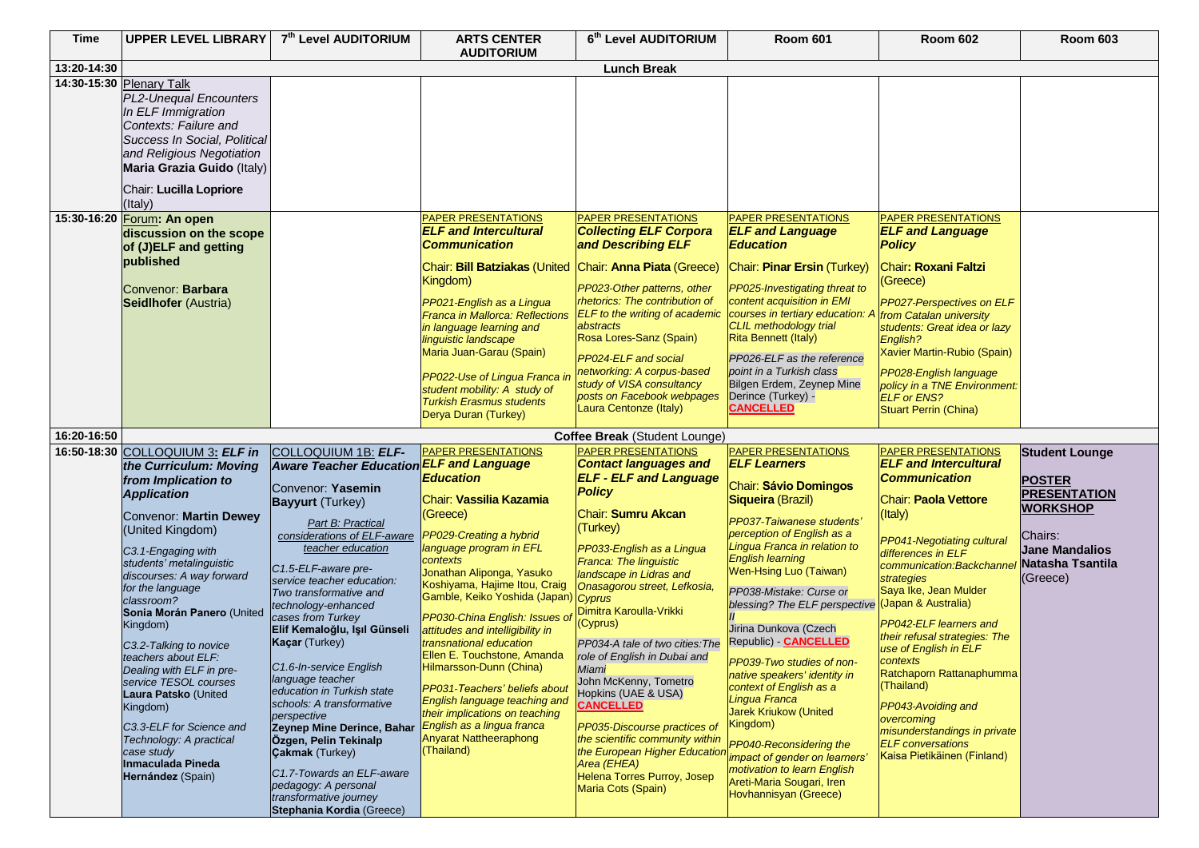| Time | UPPER LEVEL LIBRARY | 7th Level AUDITORIUM | ARTS CENTER AUDITORIUM | 6th Level AUDITORIUM | Room 601 | Room 602 | Room 603 |
|---|---|---|---|---|---|---|---|
| 13:20-14:30 | Lunch Break | | | | | | |
| 14:30-15:30 | Plenary Talk<br>*PL2-Unequal Encounters In ELF Immigration Contexts: Failure and Success In Social, Political and Religious Negotiation*<br>**Maria Grazia Guido** (Italy)<br>Chair: **Lucilla Lopriore** (Italy) | | | | | | |
| 15:30-16:20 | Forum**: An open discussion on the scope of (J)ELF and getting published**<br>Convenor: **Barbara Seidlhofer** (Austria) | | PAPER PRESENTATIONS<br>***ELF and Intercultural Communication***<br>Chair: **Bill Batziakas** (United Kingdom)<br>*PP021-English as a Lingua Franca in Mallorca: Reflections in language learning and linguistic landscape*<br>Maria Juan-Garau (Spain)<br>*PP022-Use of Lingua Franca in student mobility: A study of Turkish Erasmus students*<br>Derya Duran (Turkey) | PAPER PRESENTATIONS<br>***Collecting ELF Corpora and Describing ELF***<br>Chair: **Anna Piata** (Greece)<br>*PP023-Other patterns, other rhetorics: The contribution of ELF to the writing of academic abstracts*<br>Rosa Lores-Sanz (Spain)<br>*PP024-ELF and social networking: A corpus-based study of VISA consultancy posts on Facebook webpages*<br>Laura Centonze (Italy) | PAPER PRESENTATIONS<br>***ELF and Language Education***<br>Chair: **Pinar Ersin** (Turkey)<br>*PP025-Investigating threat to content acquisition in EMI courses in tertiary education: A CLIL methodology trial*<br>Rita Bennett (Italy)<br>*PP026-ELF as the reference point in a Turkish class*<br>Bilgen Erdem, Zeynep Mine Derince (Turkey) - **CANCELLED** | PAPER PRESENTATIONS<br>***ELF and Language Policy***<br>Chair**: Roxani Faltzi** (Greece)<br>*PP027-Perspectives on ELF from Catalan university students: Great idea or lazy English?*<br>Xavier Martin-Rubio (Spain)<br>*PP028-English language policy in a TNE Environment: ELF or ENS?*<br>Stuart Perrin (China) | |
| 16:20-16:50 | **Coffee Break** (Student Lounge) | | | | | | |
| 16:50-18:30 | COLLOQUIUM 3**: *ELF in the Curriculum: Moving from Implication to Application***<br>Convenor: **Martin Dewey** (United Kingdom)<br>*C3.1-Engaging with students' metalinguistic discourses: A way forward for the language classroom?*<br>**Sonia Morán Panero** (United Kingdom)<br>*C3.2-Talking to novice teachers about ELF: Dealing with ELF in pre-service TESOL courses*<br>**Laura Patsko** (United Kingdom)<br>*C3.3-ELF for Science and Technology: A practical case study*<br>**Inmaculada Pineda Hernández** (Spain) | COLLOQUIUM 1B: ***ELF-Aware Teacher Education***<br>Convenor: **Yasemin Bayyurt** (Turkey)<br>*Part B: Practical considerations of ELF-aware teacher education*<br>*C1.5-ELF-aware pre-service teacher education: Two transformative and technology-enhanced cases from Turkey*<br>**Elif Kemaloğlu, Işıl Günseli Kaçar** (Turkey)<br>*C1.6-In-service English language teacher education in Turkish state schools: A transformative perspective*<br>**Zeynep Mine Derince, Bahar Özgen, Pelin Tekinalp Çakmak** (Turkey)<br>*C1.7-Towards an ELF-aware pedagogy: A personal transformative journey*<br>**Stephania Kordia** (Greece) | PAPER PRESENTATIONS<br>***ELF and Language Education***<br>Chair: **Vassilia Kazamia** (Greece)<br>*PP029-Creating a hybrid language program in EFL contexts*<br>Jonathan Aliponga, Yasuko Koshiyama, Hajime Itou, Craig Gamble, Keiko Yoshida (Japan)<br>*PP030-China English: Issues of attitudes and intelligibility in transnational education*<br>Ellen E. Touchstone, Amanda Hilmarsson-Dunn (China)<br>*PP031-Teachers' beliefs about English language teaching and their implications on teaching English as a lingua franca*<br>Anyarat Nattheeraphong (Thailand) | PAPER PRESENTATIONS<br>***Contact languages and ELF - ELF and Language Policy***<br>Chair: **Sumru Akcan** (Turkey)<br>*PP033-English as a Lingua Franca: The linguistic landscape in Lidras and Onasagorou street, Lefkosia, Cyprus*<br>Dimitra Karoulla-Vrikki (Cyprus)<br>*PP034-A tale of two cities:The role of English in Dubai and Miami*<br>John McKenny, Tometro Hopkins (UAE & USA)<br>**CANCELLED**<br>*PP035-Discourse practices of the scientific community within the European Higher Education Area (EHEA)*<br>Helena Torres Purroy, Josep Maria Cots (Spain) | PAPER PRESENTATIONS<br>***ELF Learners***<br>Chair: **Sávio Domingos Siqueira** (Brazil)<br>*PP037-Taiwanese students' perception of English as a Lingua Franca in relation to English learning*<br>Wen-Hsing Luo (Taiwan)<br>*PP038-Mistake: Curse or blessing? The ELF perspective II*<br>Jirina Dunkova (Czech Republic) - **CANCELLED**<br>*PP039-Two studies of non-native speakers' identity in context of English as a Lingua Franca*<br>Jarek Kriukow (United Kingdom)<br>*PP040-Reconsidering the impact of gender on learners' motivation to learn English*<br>Areti-Maria Sougari, Iren Hovhannisyan (Greece) | PAPER PRESENTATIONS<br>***ELF and Intercultural Communication***<br>Chair: **Paola Vettore** (Italy)<br>*PP041-Negotiating cultural differences in ELF communication:Backchannel strategies*<br>Saya Ike, Jean Mulder (Japan & Australia)<br>*PP042-ELF learners and their refusal strategies: The use of English in ELF contexts*<br>Ratchaporn Rattanaphumma (Thailand)<br>*PP043-Avoiding and overcoming misunderstandings in private ELF conversations*<br>Kaisa Pietikäinen (Finland) | **Student Lounge**<br>**POSTER PRESENTATION WORKSHOP**<br>Chairs:<br>**Jane Mandalios Natasha Tsantila** (Greece) |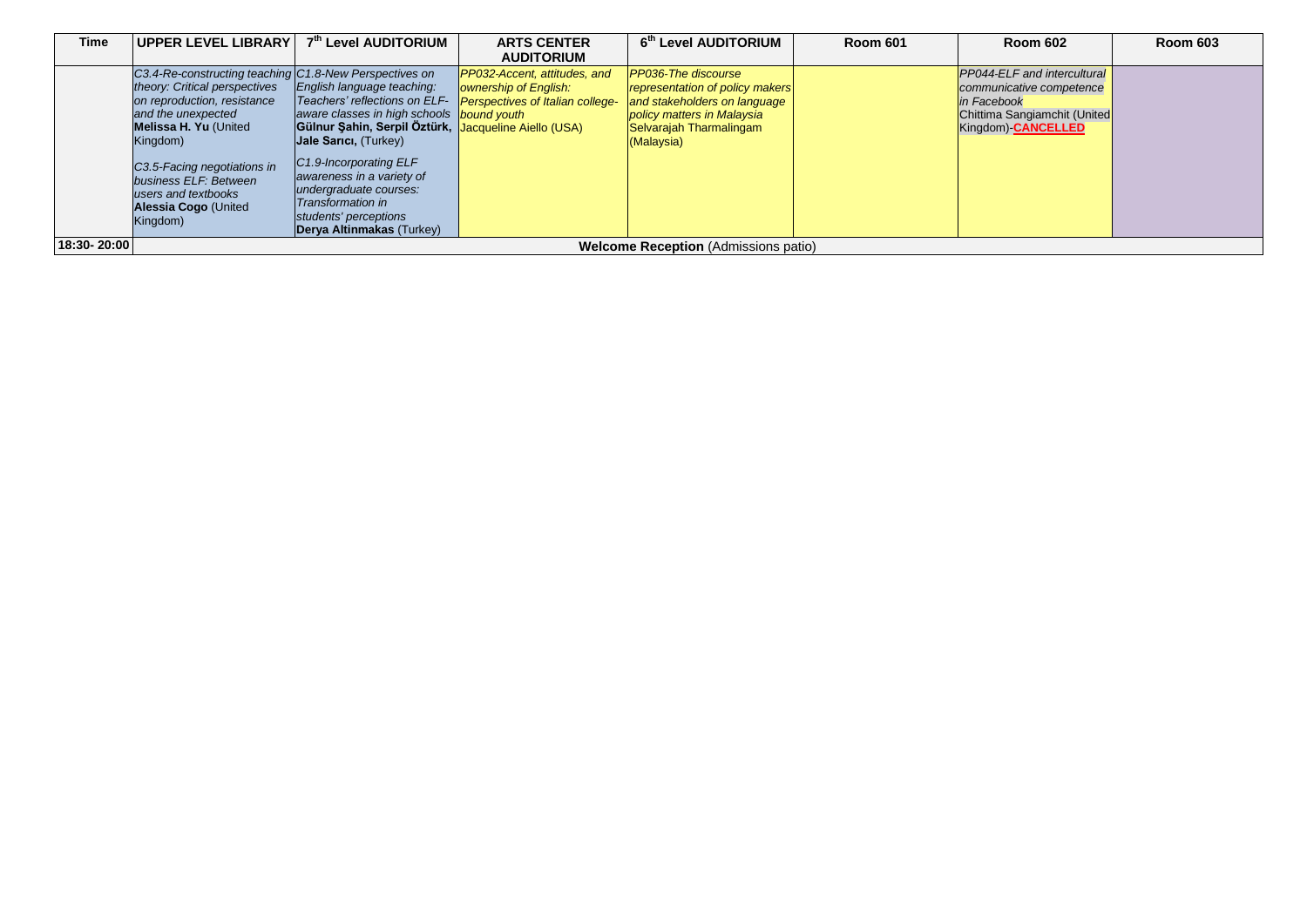| Time | UPPER LEVEL LIBRARY | 7th Level AUDITORIUM | ARTS CENTER AUDITORIUM | 6th Level AUDITORIUM | Room 601 | Room 602 | Room 603 |
|---|---|---|---|---|---|---|---|
| | *C3.4-Re-constructing teaching theory: Critical perspectives on reproduction, resistance and the unexpected* **Melissa H. Yu** (United Kingdom)<br><br>*C3.5-Facing negotiations in business ELF: Between users and textbooks* **Alessia Cogo** (United Kingdom) | *C1.8-New Perspectives on English language teaching: Teachers' reflections on ELF-aware classes in high schools* **Gülnur Şahin, Serpil Öztürk, Jale Sarıcı,** (Turkey)<br><br>*C1.9-Incorporating ELF awareness in a variety of undergraduate courses: Transformation in students' perceptions* **Derya Altinmakas** (Turkey) | *PP032-Accent, attitudes, and ownership of English: Perspectives of Italian college-bound youth* Jacqueline Aiello (USA) | *PP036-The discourse representation of policy makers and stakeholders on language policy matters in Malaysia* Selvarajah Tharmalingam (Malaysia) | | *PP044-ELF and intercultural communicative competence in Facebook* Chittima Sangiamchit (United Kingdom)-**CANCELLED** | |
| 18:30- 20:00 | **Welcome Reception** (Admissions patio) | | | | | | |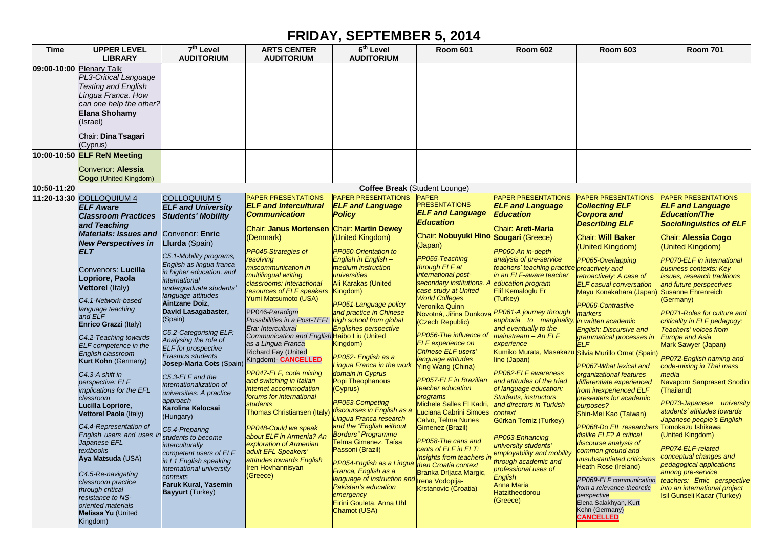# FRIDAY, SEPTEMBER 5, 2014

| Time | UPPER LEVEL LIBRARY | 7th Level AUDITORIUM | ARTS CENTER AUDITORIUM | 6th Level AUDITORIUM | Room 601 | Room 602 | Room 603 | Room 701 |
|---|---|---|---|---|---|---|---|---|
| 09:00-10:00 | Plenary Talk<br>*PL3-Critical Language Testing and English Lingua Franca. How can one help the other?*<br>**Elana Shohamy** (Israel)<br><br>Chair: **Dina Tsagari** (Cyprus) | | | | | | | |
| 10:00-10:50 | **ELF ReN Meeting**<br><br>Convenor: **Alessia Cogo** (United Kingdom) | | | | | | | |
| 10:50-11:20 | **Coffee Break** (Student Lounge) | | | | | | | |
| 11:20-13:30 | COLLOQUIUM 4<br>***ELF Aware Classroom Practices and Teaching Materials: Issues and New Perspectives in ELT***<br><br>Convenors: **Lucilla Lopriore, Paola Vettorel** (Italy)<br><br>*C4.1-Network-based language teaching and ELF*<br>**Enrico Grazzi** (Italy)<br><br>*C4.2-Teaching towards ELF competence in the English classroom*<br>**Kurt Kohn** (Germany)<br><br>*C4.3-A shift in perspective: ELF implications for the EFL classroom*<br>**Lucilla Lopriore, Vettorel Paola** (Italy)<br><br>*C4.4-Representation of English users and uses in Japanese EFL textbooks*<br>**Aya Matsuda** (USA)<br><br>*C4.5-Re-navigating classroom practice through critical resistance to NS-oriented materials*<br>**Melissa Yu** (United Kingdom) | COLLOQUIUM 5<br>***ELF and University Students' Mobility***<br><br>Convenor: **Enric Llurda** (Spain)<br><br>*C5.1-Mobility programs, English as lingua franca in higher education, and international undergraduate students' language attitudes*<br>**Aintzane Doiz, David Lasagabaster,** (Spain)<br><br>*C5.2-Categorising ELF: Analysing the role of ELF for prospective Erasmus students*<br>**Josep-Maria Cots** (Spain)<br><br>*C5.3-ELF and the internationalization of universities: A practice approach*<br>**Karolina Kalocsai** (Hungary)<br><br>*C5.4-Preparing students to become interculturally competent users of ELF in L1 English speaking international university contexts*<br>**Faruk Kural, Yasemin Bayyurt** (Turkey) | PAPER PRESENTATIONS<br>***ELF and Intercultural Communication***<br><br>Chair: **Janus Mortensen** (Denmark)<br><br>*PP045-Strategies of resolving miscommunication in multilingual writing classrooms: Interactional resources of ELF speakers*<br>Yumi Matsumoto (USA)<br><br>PP046-*Paradigm Possibilities in a Post-TEFL Era: Intercultural Communication and English as a Lingua Franca*<br>Richard Fay (United Kingdom)- **CANCELLED**<br><br>*PP047-ELF, code mixing and switching in Italian internet accommodation forums for international students*<br>Thomas Christiansen (Italy)<br><br>*PP048-Could we speak about ELF in Armenia? An exploration of Armenian adult EFL Speakers' attitudes towards English*<br>Iren Hovhannisyan (Greece) | PAPER PRESENTATIONS<br>***ELF and Language Policy***<br><br>Chair: **Martin Dewey** (United Kingdom)<br><br>*PP050-Orientation to English in English – medium instruction universities*<br>Ali Karakas (United Kingdom)<br><br>*PP051-Language policy and practice in Chinese high school from global Englishes perspective*<br>Haibo Liu (United Kingdom)<br><br>*PP052- English as a Lingua Franca in the work domain in Cyprus*<br>Popi Theophanous (Cyprus)<br><br>*PP053-Competing discourses in English as a Lingua Franca research and the "English without Borders" Programme*<br>Telma Gimenez, Taísa Passoni (Brazil)<br><br>*PP054-English as a Lingua Franca, English as a language of instruction and Pakistan's education emergency*<br>Eirini Gouleta, Anna Uhl Chamot (USA) | PAPER PRESENTATIONS<br>***ELF and Language Education***<br><br>Chair: **Nobuyuki Hino** (Japan)<br><br>*PP055-Teaching through ELF at international post-secondary institutions. A case study at United World Colleges*<br>Veronika Quinn Novotná, Jiřina Dunkova (Czech Republic)<br><br>*PP056-The influence of ELF experience on Chinese ELF users' language attitudes*<br>Ying Wang (China)<br><br>*PP057-ELF in Brazilian teacher education programs*<br>Michele Salles El Kadri, Luciana Cabrini Simoes Calvo, Telma Nunes Gimenez (Brazil)<br><br>*PP058-The cans and cants of ELF in ELT: Insights from teachers in then Croatia context*<br>Branka Drljaca Margic, Irena Vodopija-Krstanovic (Croatia) | PAPER PRESENTATIONS<br>***ELF and Language Education***<br><br>Chair: **Areti-Maria Sougari** (Greece)<br><br>*PP060-An in-depth analysis of pre-service teachers' teaching practice in an ELF-aware teacher education program*<br>Elif Kemaloglu Er (Turkey)<br><br>*PP061-A journey through euphoria to marginality, and eventually to the mainstream – An ELF experience*<br>Kumiko Murata, Masakazu Iino (Japan)<br><br>*PP062-ELF awareness and attitudes of the triad of language education: Students, instructors and directors in Turkish context*<br>Gürkan Temiz (Turkey)<br><br>*PP063-Enhancing university students' employability and mobility through academic and professional uses of English*<br>Anna Maria Hatzitheodorou (Greece) | PAPER PRESENTATIONS<br>***Collecting ELF Corpora and Describing ELF***<br><br>Chair: **Will Baker** (United Kingdom)<br><br>*PP065-Overlapping proactively and retroactively: A case of ELF casual conversation*<br>Mayu Konakahara (Japan)<br><br>*PP066-Contrastive markers in written academic English: Discursive and grammatical processes in ELF*<br>Silvia Murillo Ornat (Spain)<br><br>*PP067-What lexical and organizational features differentiate experienced from inexperienced ELF presenters for academic purposes?*<br>Shin-Mei Kao (Taiwan)<br><br>*PP068-Do EIL researchers dislike ELF? A critical discourse analysis of common ground and unsubstantiated criticisms*<br>Heath Rose (Ireland)<br><br>*PP069-ELF communication from a relevance-theoretic perspective*<br>Elena Salakhyan, Kurt Kohn (Germany)<br>**CANCELLED** | PAPER PRESENTATIONS<br>***ELF and Language Education/The Sociolinguistics of ELF***<br><br>Chair: **Alessia Cogo** (United Kingdom)<br><br>*PP070-ELF in international business contexts: Key issues, research traditions and future perspectives*<br>Susanne Ehrenreich (Germany)<br><br>*PP071-Roles for culture and criticality in ELF pedagogy: Teachers' voices from Europe and Asia*<br>Mark Sawyer (Japan)<br><br>*PP072-English naming and code-mixing in Thai mass media*<br>Navaporn Sanprasert Snodin (Thailand)<br><br>*PP073-Japanese university students' attitudes towards Japanese people's English*<br>Tomokazu Ishikawa (United Kingdom)<br><br>*PP074-ELF-related conceptual changes and pedagogical applications among pre-service teachers: Emic perspective into an international project*<br>Isil Gunseli Kacar (Turkey) |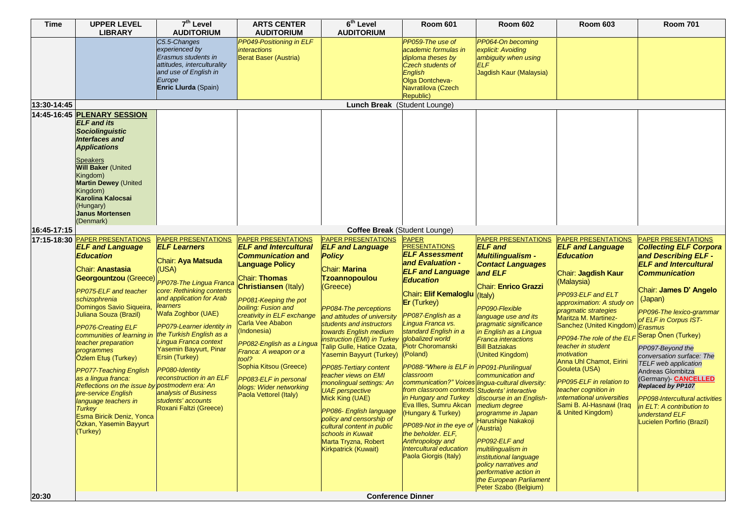| Time | UPPER LEVEL LIBRARY | 7th Level AUDITORIUM | ARTS CENTER AUDITORIUM | 6th Level AUDITORIUM | Room 601 | Room 602 | Room 603 | Room 701 |
|---|---|---|---|---|---|---|---|---|
| | | *C5.5-Changes experienced by Erasmus students in attitudes, interculturality and use of English in Europe* **Enric Llurda** (Spain) | *PP049-Positioning in ELF interactions* Berat Baser (Austria) | | *PP059-The use of academic formulas in diploma theses by Czech students of English* Olga Dontcheva-Navratilova (Czech Republic) | *PP064-On becoming explicit: Avoiding ambiguity when using ELF* Jagdish Kaur (Malaysia) | | |
| 13:30-14:45 | **Lunch Break** (Student Lounge) | | | | | | | |
| 14:45-16:45 | **PLENARY SESSION** ***ELF and its Sociolinguistic Interfaces and Applications*** Speakers **Will Baker** (United Kingdom) **Martin Dewey** (United Kingdom) **Karolina Kalocsai** (Hungary) **Janus Mortensen** (Denmark) | | | | | | | |
| 16:45-17:15 | **Coffee Break** (Student Lounge) | | | | | | | |
| 17:15-18:30 | PAPER PRESENTATIONS ***ELF and Language Education*** Chair: **Anastasia Georgountzou** (Greece) *PP075-ELF and teacher schizophrenia* Domingos Savio Siqueira, Juliana Souza (Brazil) *PP076-Creating ELF communities of learning in teacher preparation programmes* Özlem Etuş (Turkey) *PP077-Teaching English as a lingua franca: Reflections on the issue by pre-service English language teachers in Turkey* Esma Biricik Deniz, Yonca Özkan, Yasemin Bayyurt (Turkey) | PAPER PRESENTATIONS ***ELF Learners*** Chair: **Aya Matsuda** (USA) *PP078-The Lingua Franca core: Rethinking contents and application for Arab learners* Wafa Zoghbor (UAE) *PP079-Learner identity in the Turkish English as a Lingua Franca context* Yasemin Bayyurt, Pinar Ersin (Turkey) *PP080-Identity reconstruction in an ELF postmodern era: An analysis of Business students' accounts* Roxani Faltzi (Greece) | PAPER PRESENTATIONS ***ELF and Intercultural Communication* and Language Policy** Chair: **Thomas Christiansen** (Italy) *PP081-Keeping the pot boiling: Fusion and creativity in ELF exchange* Carla Vee Ababon (Indonesia) *PP082-English as a Lingua Franca: A weapon or a tool?* Sophia Kitsou (Greece) *PP083-ELF in personal blogs: Wider networking* Paola Vettorel (Italy) | PAPER PRESENTATIONS ***ELF and Language Policy*** Chair: **Marina Tzoannopoulou** (Greece) *PP084-The perceptions and attitudes of university students and instructors towards English medium instruction (EMI) in Turkey* Talip Gulle, Hatice Ozata, Yasemin Bayyurt (Turkey) *PP085-Tertiary content teacher views on EMI monolingual settings: An UAE perspective* Mick King (UAE) *PP086- English language policy and censorship of cultural content in public schools in Kuwait* Marta Tryzna, Robert Kirkpatrick (Kuwait) | PAPER PRESENTATIONS ***ELF Assessment and Evaluation - ELF and Language Education*** Chair**: Elif Kemaloglu Er** (Turkey) *PP087-English as a Lingua Franca vs. standard English in a globalized world* Piotr Choromanski (Poland) *PP088-"Where is ELF in classroom communication?" Voices from classroom contexts in Hungary and Turkey* Eva Illes, Sumru Akcan (Hungary & Turkey) *PP089-Not in the eye of the beholder. ELF, Anthropology and Intercultural education* Paola Giorgis (Italy) | PAPER PRESENTATIONS ***ELF and Multilingualism - Contact Languages and ELF*** Chair: **Enrico Grazzi** (Italy) *PP090-Flexible language use and its pragmatic significance in English as a Lingua Franca interactions* Bill Batziakas (United Kingdom) *PP091-Plurilingual communication and lingua-cultural diversity: Students' interactive discourse in an English-medium degree programme in Japan* Harushige Nakakoji (Austria) *PP092-ELF and multilingualism in institutional language policy narratives and performative action in the European Parliament* Peter Szabo (Belgium) | PAPER PRESENTATIONS ***ELF and Language Education*** Chair: **Jagdish Kaur** (Malaysia) *PP093-ELF and ELT approximation: A study on pragmatic strategies* Maritza M. Martinez-Sanchez (United Kingdom) *PP094-The role of the ELF teacher in student motivation* Anna Uhl Chamot, Eirini Gouleta (USA) *PP095-ELF in relation to teacher cognition in international universities* Sami B. Al-Hasnawi (Iraq & United Kingdom) | PAPER PRESENTATIONS ***Collecting ELF Corpora and Describing ELF - ELF and Intercultural Communication*** Chair: **James D' Angelo** (Japan) *PP096-The lexico-grammar of ELF in Corpus IST-Erasmus* Serap Önen (Turkey) *PP097-Beyond the conversation surface: The TELF web application* Andreas Glombitza (Germany)- **CANCELLED** ***Replaced by PP107*** *PP098-Intercultural activities in ELT: A contribution to understand ELF* Lucielen Porfirio (Brazil) |
| 20:30 | **Conference Dinner** | | | | | | | |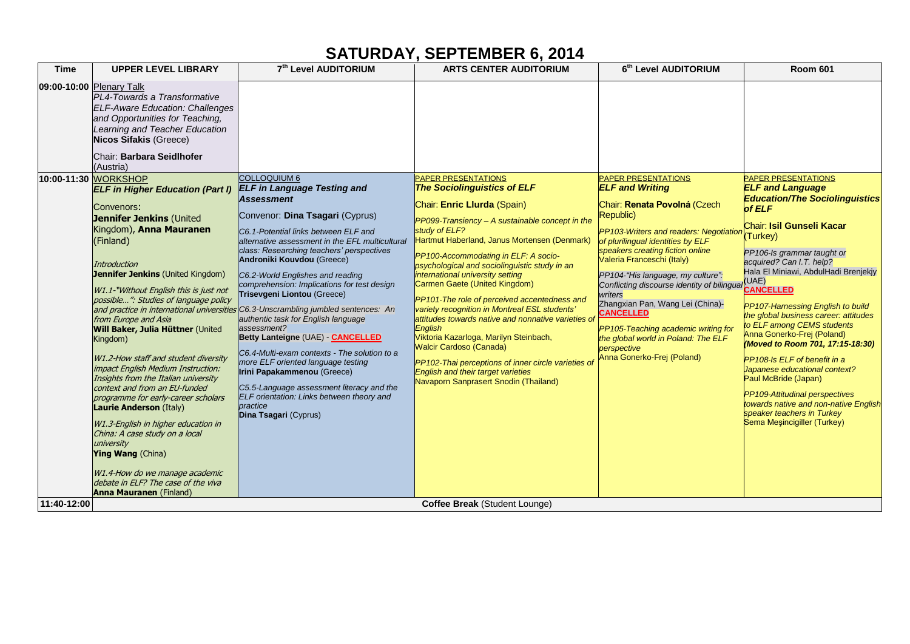# SATURDAY, SEPTEMBER 6, 2014

| Time | UPPER LEVEL LIBRARY | 7th Level AUDITORIUM | ARTS CENTER AUDITORIUM | 6th Level AUDITORIUM | Room 601 |
|---|---|---|---|---|---|
| 09:00-10:00 | Plenary Talk<br>*PL4-Towards a Transformative ELF-Aware Education: Challenges and Opportunities for Teaching, Learning and Teacher Education*<br>**Nicos Sifakis** (Greece)<br>Chair: **Barbara Seidlhofer** (Austria) | | | | |
| 10:00-11:30 | WORKSHOP<br>***ELF in Higher Education (Part I)***<br>Convenors:<br>**Jennifer Jenkins** (United Kingdom), **Anna Mauranen** (Finland)<br>*Introduction*<br>**Jennifer Jenkins** (United Kingdom)<br>*W1.1-"Without English this is just not possible…": Studies of language policy and practice in international universities from Europe and Asia*<br>**Will Baker, Julia Hüttner** (United Kingdom)<br>*W1.2-How staff and student diversity impact English Medium Instruction: Insights from the Italian university context and from an EU-funded programme for early-career scholars*<br>**Laurie Anderson** (Italy)<br>*W1.3-English in higher education in China: A case study on a local university*<br>**Ying Wang** (China)<br>*W1.4-How do we manage academic debate in ELF? The case of the viva*<br>**Anna Mauranen** (Finland) | COLLOQUIUM 6<br>***ELF in Language Testing and Assessment***<br>Convenor: **Dina Tsagari** (Cyprus)<br>*C6.1-Potential links between ELF and alternative assessment in the EFL multicultural class: Researching teachers' perspectives*<br>**Androniki Kouvdou** (Greece)<br>*C6.2-World Englishes and reading comprehension: Implications for test design*<br>**Trisevgeni Liontou** (Greece)<br>*C6.3-Unscrambling jumbled sentences: An authentic task for English language assessment?*<br>**Betty Lanteigne** (UAE) - **CANCELLED**<br>*C6.4-Multi-exam contexts - The solution to a more ELF oriented language testing*<br>**Irini Papakammenou** (Greece)<br>*C5.5-Language assessment literacy and the ELF orientation: Links between theory and practice*<br>**Dina Tsagari** (Cyprus) | PAPER PRESENTATIONS<br>***The Sociolinguistics of ELF***<br>Chair: **Enric Llurda** (Spain)<br>*PP099-Transiency – A sustainable concept in the study of ELF?*<br>Hartmut Haberland, Janus Mortensen (Denmark)<br>*PP100-Accommodating in ELF: A socio-psychological and sociolinguistic study in an international university setting*<br>Carmen Gaete (United Kingdom)<br>*PP101-The role of perceived accentedness and variety recognition in Montreal ESL students' attitudes towards native and nonnative varieties of English*<br>Viktoria Kazarloga, Marilyn Steinbach, Walcir Cardoso (Canada)<br>*PP102-Thai perceptions of inner circle varieties of English and their target varieties*<br>Navaporn Sanprasert Snodin (Thailand) | PAPER PRESENTATIONS<br>***ELF and Writing***<br>Chair: **Renata Povolná** (Czech Republic)<br>*PP103-Writers and readers: Negotiation of plurilingual identities by ELF speakers creating fiction online*<br>Valeria Franceschi (Italy)<br>*PP104-"His language, my culture": Conflicting discourse identity of bilingual writers*<br>Zhangxian Pan, Wang Lei (China)- **CANCELLED**<br>*PP105-Teaching academic writing for the global world in Poland: The ELF perspective*<br>Anna Gonerko-Frej (Poland) | PAPER PRESENTATIONS<br>***ELF and Language Education/The Sociolinguistics of ELF***<br>Chair: **Isil Gunseli Kacar** (Turkey)<br>*PP106-Is grammar taught or acquired? Can I.T. help?*<br>Hala El Miniawi, AbdulHadi Brenjekjy (UAE)<br>**CANCELLED**<br>*PP107-Harnessing English to build the global business career: attitudes to ELF among CEMS students*<br>Anna Gonerko-Frej (Poland)<br>***(Moved to Room 701, 17:15-18:30)***<br>*PP108-Is ELF of benefit in a Japanese educational context?*<br>Paul McBride (Japan)<br>*PP109-Attitudinal perspectives towards native and non-native English speaker teachers in Turkey*<br>Sema Meşincigiller (Turkey) |
| 11:40-12:00 | | | **Coffee Break** (Student Lounge) | | |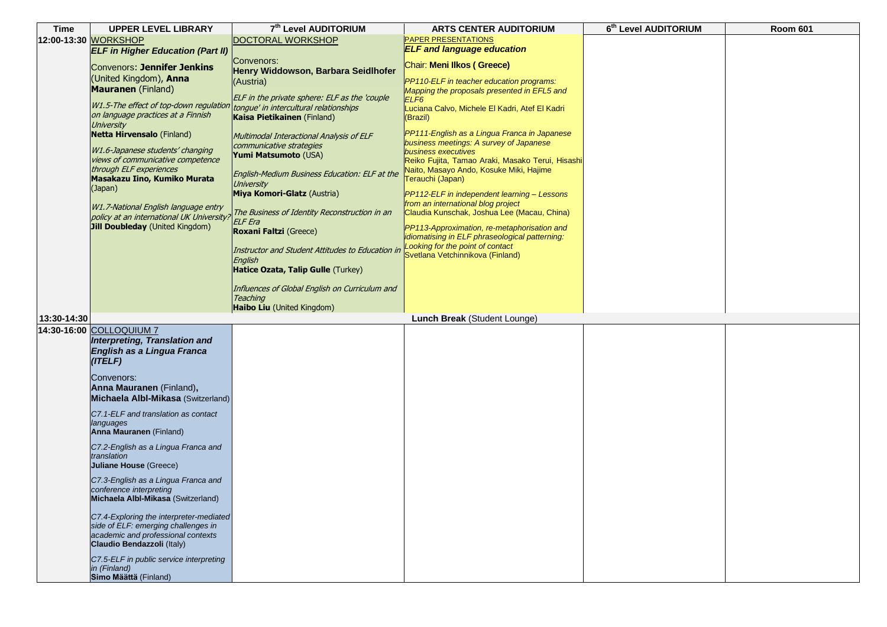| Time | UPPER LEVEL LIBRARY | 7th Level AUDITORIUM | ARTS CENTER AUDITORIUM | 6th Level AUDITORIUM | Room 601 |
|---|---|---|---|---|---|
| 12:00-13:30 | WORKSHOP<br>***ELF in Higher Education (Part II)***<br><br>Convenors: **Jennifer Jenkins** (United Kingdom), **Anna Mauranen** (Finland)<br><br>*W1.5-The effect of top-down regulation on language practices at a Finnish University*<br>**Netta Hirvensalo** (Finland)<br><br>*W1.6-Japanese students' changing views of communicative competence through ELF experiences*<br>**Masakazu Iino, Kumiko Murata** (Japan)<br><br>*W1.7-National English language entry policy at an international UK University?*<br>**Jill Doubleday** (United Kingdom) | DOCTORAL WORKSHOP<br><br>Convenors:<br>**Henry Widdowson, Barbara Seidlhofer** (Austria)<br><br>*ELF in the private sphere: ELF as the 'couple tongue' in intercultural relationships*<br>**Kaisa Pietikainen** (Finland)<br><br>*Multimodal Interactional Analysis of ELF communicative strategies*<br>**Yumi Matsumoto** (USA)<br><br>*English-Medium Business Education: ELF at the University*<br>**Miya Komori-Glatz** (Austria)<br><br>*The Business of Identity Reconstruction in an ELF Era*<br>**Roxani Faltzi** (Greece)<br><br>*Instructor and Student Attitudes to Education in English*<br>**Hatice Ozata, Talip Gulle** (Turkey)<br><br>*Influences of Global English on Curriculum and Teaching*<br>**Haibo Liu** (United Kingdom) | PAPER PRESENTATIONS<br>***ELF and language education***<br><br>Chair: **Meni Ilkos ( Greece)**<br><br>*PP110-ELF in teacher education programs: Mapping the proposals presented in EFL5 and ELF6*<br>Luciana Calvo, Michele El Kadri, Atef El Kadri (Brazil)<br><br>*PP111-English as a Lingua Franca in Japanese business meetings: A survey of Japanese business executives*<br>Reiko Fujita, Tamao Araki, Masako Terui, Hisashi Naito, Masayo Ando, Kosuke Miki, Hajime Terauchi (Japan)<br><br>*PP112-ELF in independent learning – Lessons from an international blog project*<br>Claudia Kunschak, Joshua Lee (Macau, China)<br><br>*PP113-Approximation, re-metaphorisation and idiomatising in ELF phraseological patterning: Looking for the point of contact*<br>Svetlana Vetchinnikova (Finland) | | |
| 13:30-14:30 | | | **Lunch Break** (Student Lounge) | | |
| 14:30-16:00 | COLLOQUIUM 7<br>***Interpreting, Translation and English as a Lingua Franca (ITELF)***<br><br>Convenors:<br>**Anna Mauranen** (Finland), **Michaela Albl-Mikasa** (Switzerland)<br><br>*C7.1-ELF and translation as contact languages*<br>**Anna Mauranen** (Finland)<br><br>*C7.2-English as a Lingua Franca and translation*<br>**Juliane House** (Greece)<br><br>*C7.3-English as a Lingua Franca and conference interpreting*<br>**Michaela Albl-Mikasa** (Switzerland)<br><br>*C7.4-Exploring the interpreter-mediated side of ELF: emerging challenges in academic and professional contexts*<br>**Claudio Bendazzoli** (Italy)<br><br>*C7.5-ELF in public service interpreting in (Finland)*<br>**Simo Määttä** (Finland) | | | | |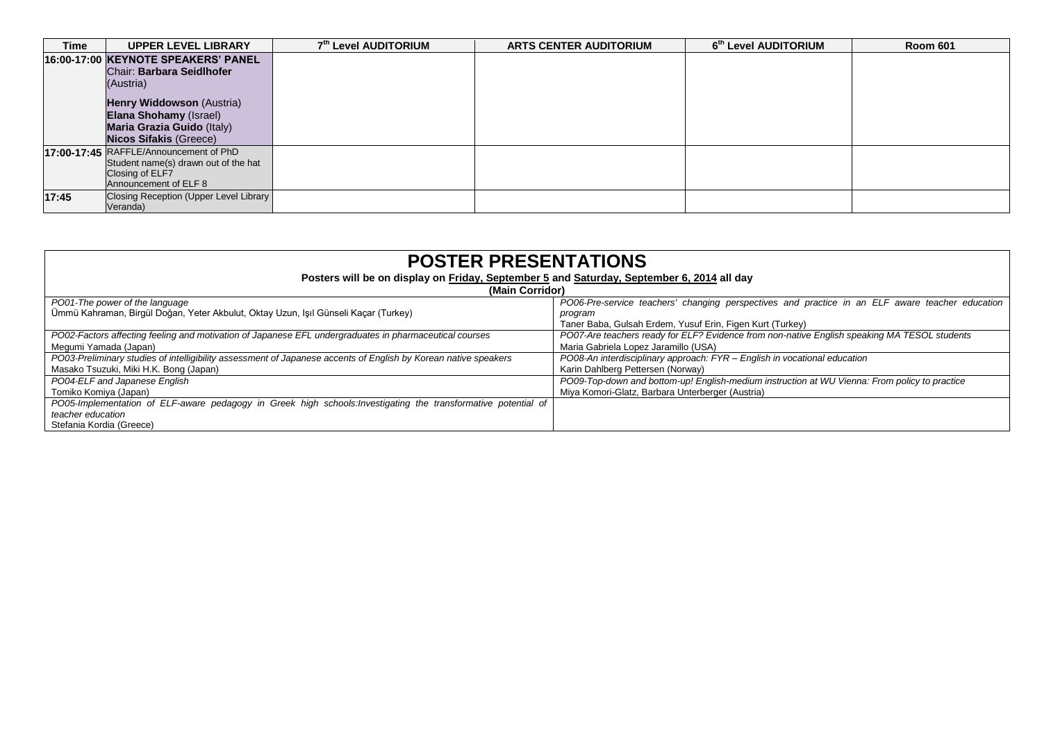| Time | UPPER LEVEL LIBRARY | 7th Level AUDITORIUM | ARTS CENTER AUDITORIUM | 6th Level AUDITORIUM | Room 601 |
|---|---|---|---|---|---|
| **16:00-17:00** | **KEYNOTE SPEAKERS' PANEL**<br>Chair: **Barbara Seidlhofer** (Austria)<br><br>**Henry Widdowson** (Austria)<br>**Elana Shohamy** (Israel)<br>**Maria Grazia Guido** (Italy)<br>**Nicos Sifakis** (Greece) | | | | |
| **17:00-17:45** | RAFFLE/Announcement of PhD Student name(s) drawn out of the hat<br>Closing of ELF7<br>Announcement of ELF 8 | | | | |
| **17:45** | Closing Reception (Upper Level Library Veranda) | | | | |

# POSTER PRESENTATIONS

**Posters will be on display on Friday, September 5 and Saturday, September 6, 2014 all day**

**(Main Corridor)**

| | |
|---|---|
| *PO01-The power of the language*<br>Ümmü Kahraman, Birgül Doğan, Yeter Akbulut, Oktay Uzun, Işıl Günseli Kaçar (Turkey) | *PO06-Pre-service teachers' changing perspectives and practice in an ELF aware teacher education program*<br>Taner Baba, Gulsah Erdem, Yusuf Erin, Figen Kurt (Turkey) |
| *PO02-Factors affecting feeling and motivation of Japanese EFL undergraduates in pharmaceutical courses*<br>Megumi Yamada (Japan) | *PO07-Are teachers ready for ELF? Evidence from non-native English speaking MA TESOL students*<br>Maria Gabriela Lopez Jaramillo (USA) |
| *PO03-Preliminary studies of intelligibility assessment of Japanese accents of English by Korean native speakers*<br>Masako Tsuzuki, Miki H.K. Bong (Japan) | *PO08-An interdisciplinary approach: FYR – English in vocational education*<br>Karin Dahlberg Pettersen (Norway) |
| *PO04-ELF and Japanese English*<br>Tomiko Komiya (Japan) | *PO09-Top-down and bottom-up! English-medium instruction at WU Vienna: From policy to practice*<br>Miya Komori-Glatz, Barbara Unterberger (Austria) |
| *PO05-Implementation of ELF-aware pedagogy in Greek high schools:Investigating the transformative potential of teacher education*<br>Stefania Kordia (Greece) | |